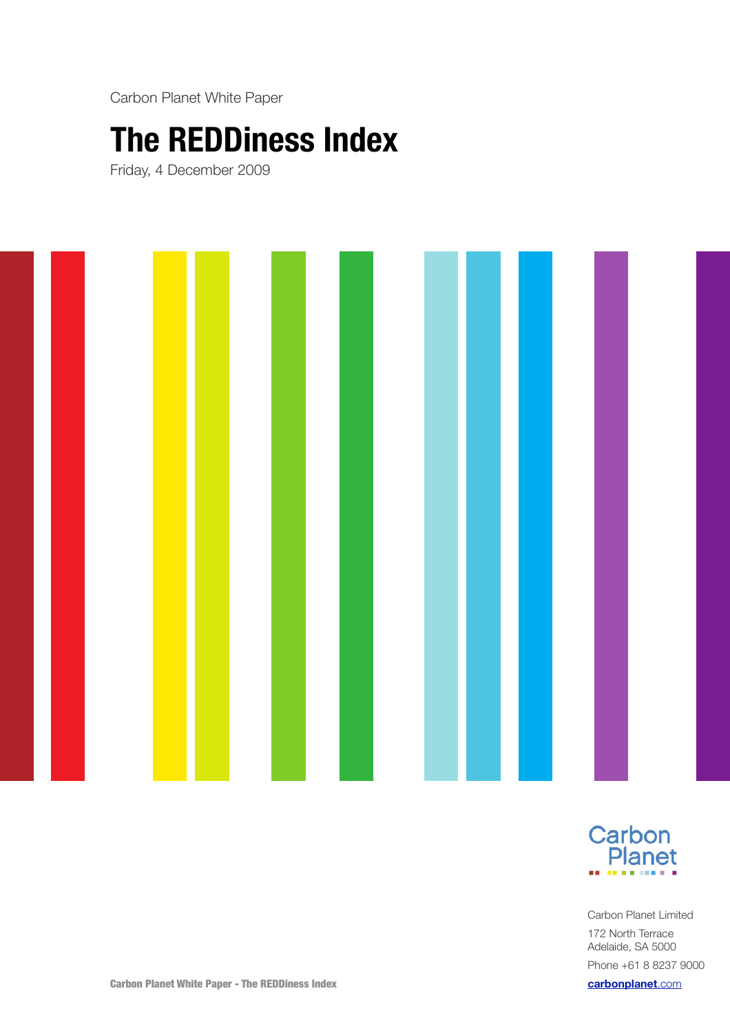Carbon Planet White Paper

# The REDDiness Index

Friday, 4 December 2009

Carbon Planet

Carbon Planet Limited

172 North Terrace
Adelaide, SA 5000

Phone +61 8 8237 9000

carbonplanet.com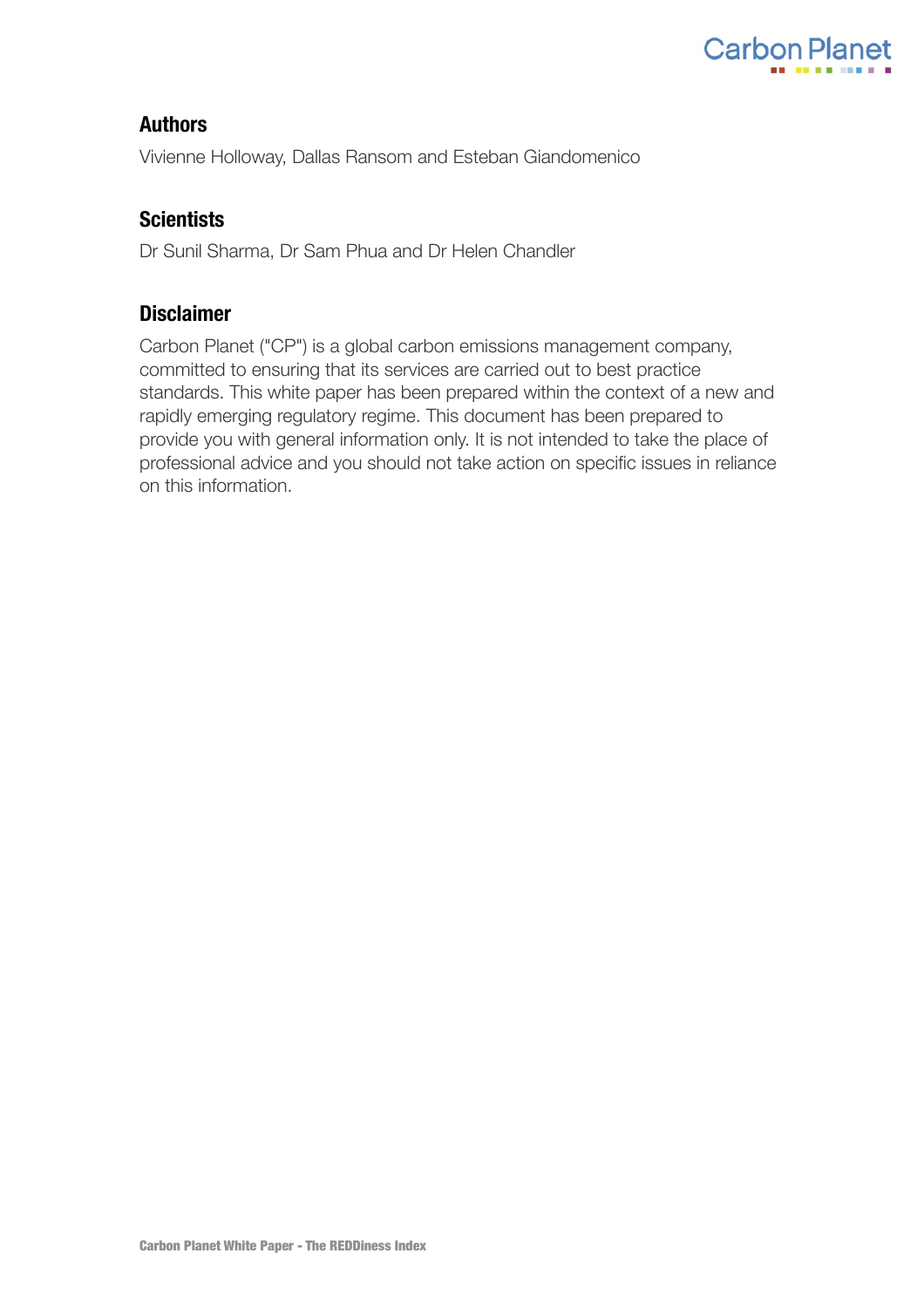## Authors

Vivienne Holloway, Dallas Ransom and Esteban Giandomenico

## Scientists

Dr Sunil Sharma, Dr Sam Phua and Dr Helen Chandler

## Disclaimer

Carbon Planet ("CP") is a global carbon emissions management company, committed to ensuring that its services are carried out to best practice standards. This white paper has been prepared within the context of a new and rapidly emerging regulatory regime. This document has been prepared to provide you with general information only. It is not intended to take the place of professional advice and you should not take action on specific issues in reliance on this information.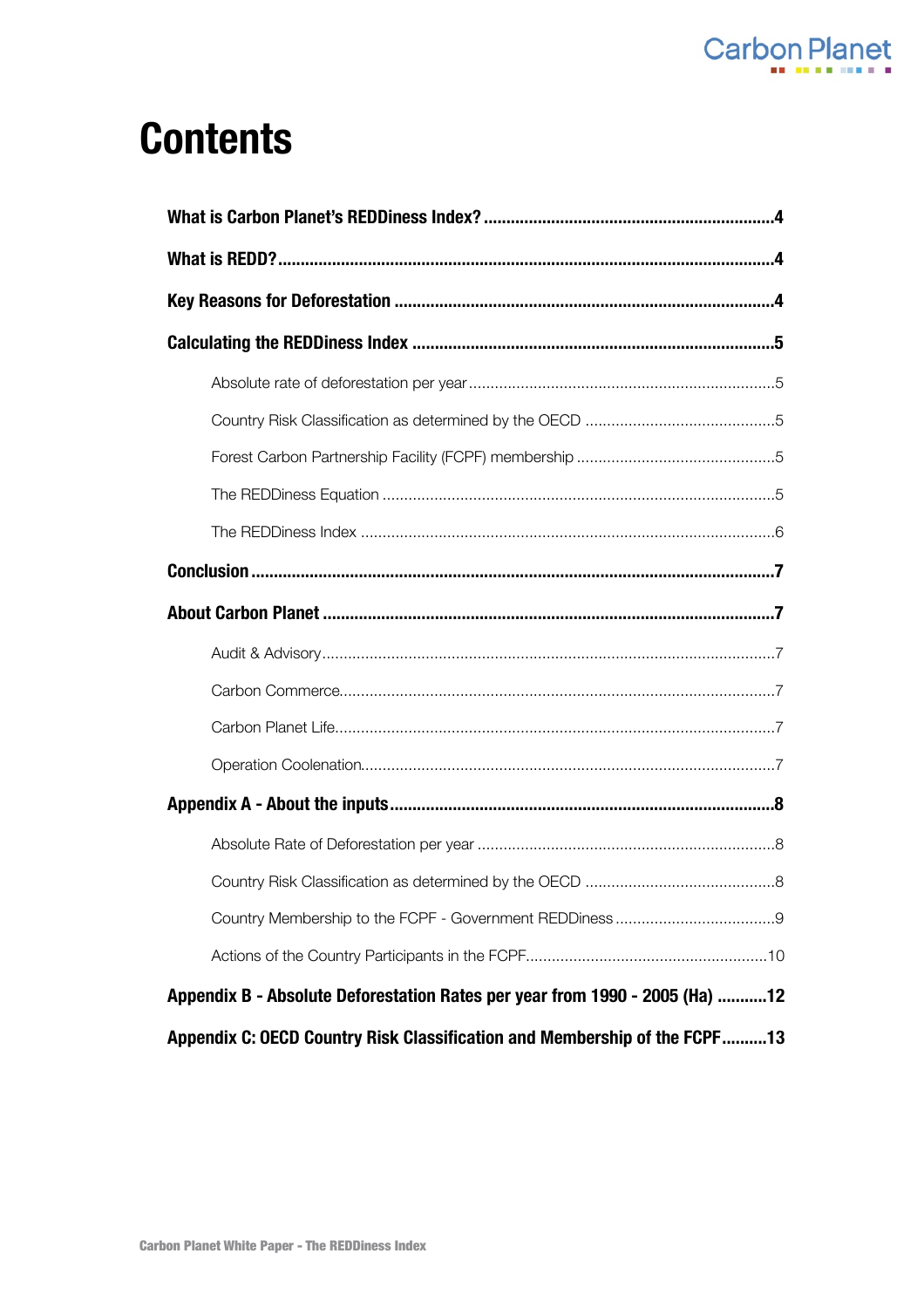# Contents

**What is Carbon Planet's REDDiness Index?** ................................................................4

**What is REDD?** ............................................................................................................4

**Key Reasons for Deforestation** ....................................................................................4

**Calculating the REDDiness Index** ................................................................................5

- Absolute rate of deforestation per year ......................................................................5
- Country Risk Classification as determined by the OECD ............................................5
- Forest Carbon Partnership Facility (FCPF) membership ..............................................5
- The REDDiness Equation ..........................................................................................5
- The REDDiness Index ...............................................................................................6

**Conclusion** ..................................................................................................................7

**About Carbon Planet** ...................................................................................................7

- Audit & Advisory.........................................................................................................7
- Carbon Commerce......................................................................................................7
- Carbon Planet Life......................................................................................................7
- Operation Coolenation................................................................................................7

**Appendix A - About the inputs** .....................................................................................8

- Absolute Rate of Deforestation per year .....................................................................8
- Country Risk Classification as determined by the OECD ............................................8
- Country Membership to the FCPF - Government REDDiness .....................................9
- Actions of the Country Participants in the FCPF........................................................10

**Appendix B - Absolute Deforestation Rates per year from 1990 - 2005 (Ha)** ...........12

**Appendix C: OECD Country Risk Classification and Membership of the FCPF**..........13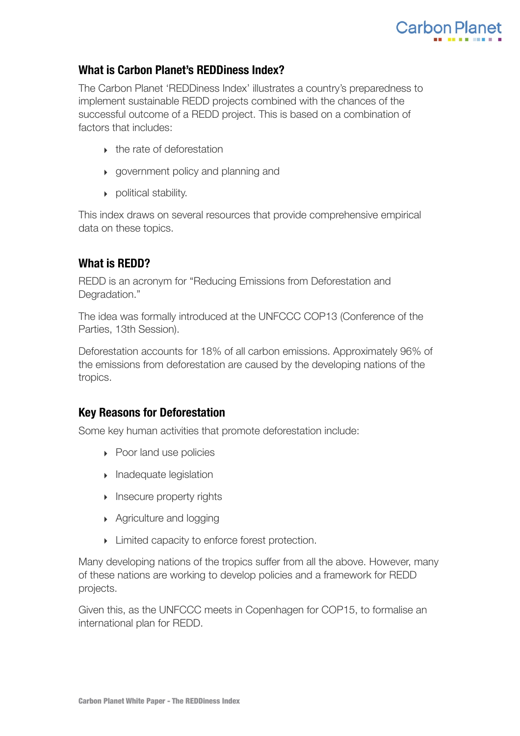## What is Carbon Planet's REDDiness Index?

The Carbon Planet 'REDDiness Index' illustrates a country's preparedness to implement sustainable REDD projects combined with the chances of the successful outcome of a REDD project. This is based on a combination of factors that includes:

- the rate of deforestation
- government policy and planning and
- political stability.

This index draws on several resources that provide comprehensive empirical data on these topics.

## What is REDD?

REDD is an acronym for "Reducing Emissions from Deforestation and Degradation."

The idea was formally introduced at the UNFCCC COP13 (Conference of the Parties, 13th Session).

Deforestation accounts for 18% of all carbon emissions. Approximately 96% of the emissions from deforestation are caused by the developing nations of the tropics.

## Key Reasons for Deforestation

Some key human activities that promote deforestation include:

- Poor land use policies
- Inadequate legislation
- Insecure property rights
- Agriculture and logging
- Limited capacity to enforce forest protection.

Many developing nations of the tropics suffer from all the above. However, many of these nations are working to develop policies and a framework for REDD projects.

Given this, as the UNFCCC meets in Copenhagen for COP15, to formalise an international plan for REDD.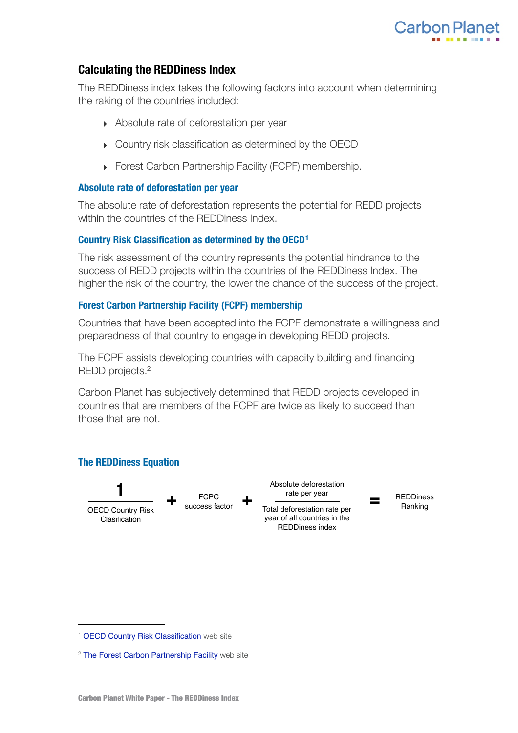## Calculating the REDDiness Index

The REDDiness index takes the following factors into account when determining the raking of the countries included:

- Absolute rate of deforestation per year
- Country risk classification as determined by the OECD
- Forest Carbon Partnership Facility (FCPF) membership.

### Absolute rate of deforestation per year

The absolute rate of deforestation represents the potential for REDD projects within the countries of the REDDiness Index.

### Country Risk Classification as determined by the OECD[1]

The risk assessment of the country represents the potential hindrance to the success of REDD projects within the countries of the REDDiness Index. The higher the risk of the country, the lower the chance of the success of the project.

### Forest Carbon Partnership Facility (FCPF) membership

Countries that have been accepted into the FCPF demonstrate a willingness and preparedness of that country to engage in developing REDD projects.

The FCPF assists developing countries with capacity building and financing REDD projects.[2]

Carbon Planet has subjectively determined that REDD projects developed in countries that are members of the FCPF are twice as likely to succeed than those that are not.

### The REDDiness Equation

$$\frac{1}{\text{OECD Country Risk Clasification}} + \text{FCPC success factor} + \frac{\text{Absolute deforestation rate per year}}{\text{Total deforestation rate per year of all countries in the REDDiness index}} = \text{REDDiness Ranking}$$

---

[1] OECD Country Risk Classification web site

[2] The Forest Carbon Partnership Facility web site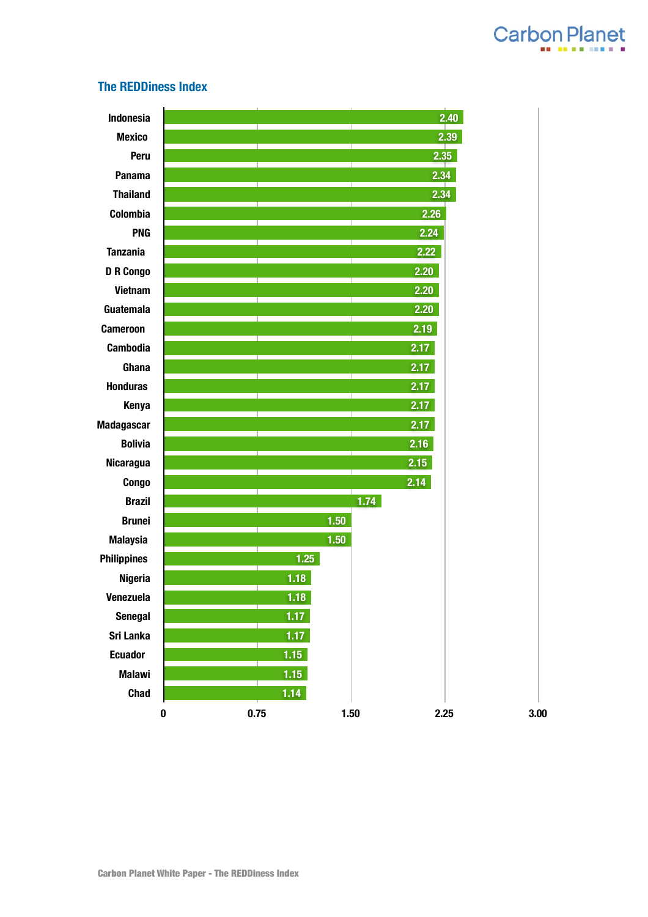## The REDDiness Index

| Country | REDDiness Index |
| --- | --- |
| Indonesia | 2.40 |
| Mexico | 2.39 |
| Peru | 2.35 |
| Panama | 2.34 |
| Thailand | 2.34 |
| Colombia | 2.26 |
| PNG | 2.24 |
| Tanzania | 2.22 |
| D R Congo | 2.20 |
| Vietnam | 2.20 |
| Guatemala | 2.20 |
| Cameroon | 2.19 |
| Cambodia | 2.17 |
| Ghana | 2.17 |
| Honduras | 2.17 |
| Kenya | 2.17 |
| Madagascar | 2.17 |
| Bolivia | 2.16 |
| Nicaragua | 2.15 |
| Congo | 2.14 |
| Brazil | 1.74 |
| Brunei | 1.50 |
| Malaysia | 1.50 |
| Philippines | 1.25 |
| Nigeria | 1.18 |
| Venezuela | 1.18 |
| Senegal | 1.17 |
| Sri Lanka | 1.17 |
| Ecuador | 1.15 |
| Malawi | 1.15 |
| Chad | 1.14 |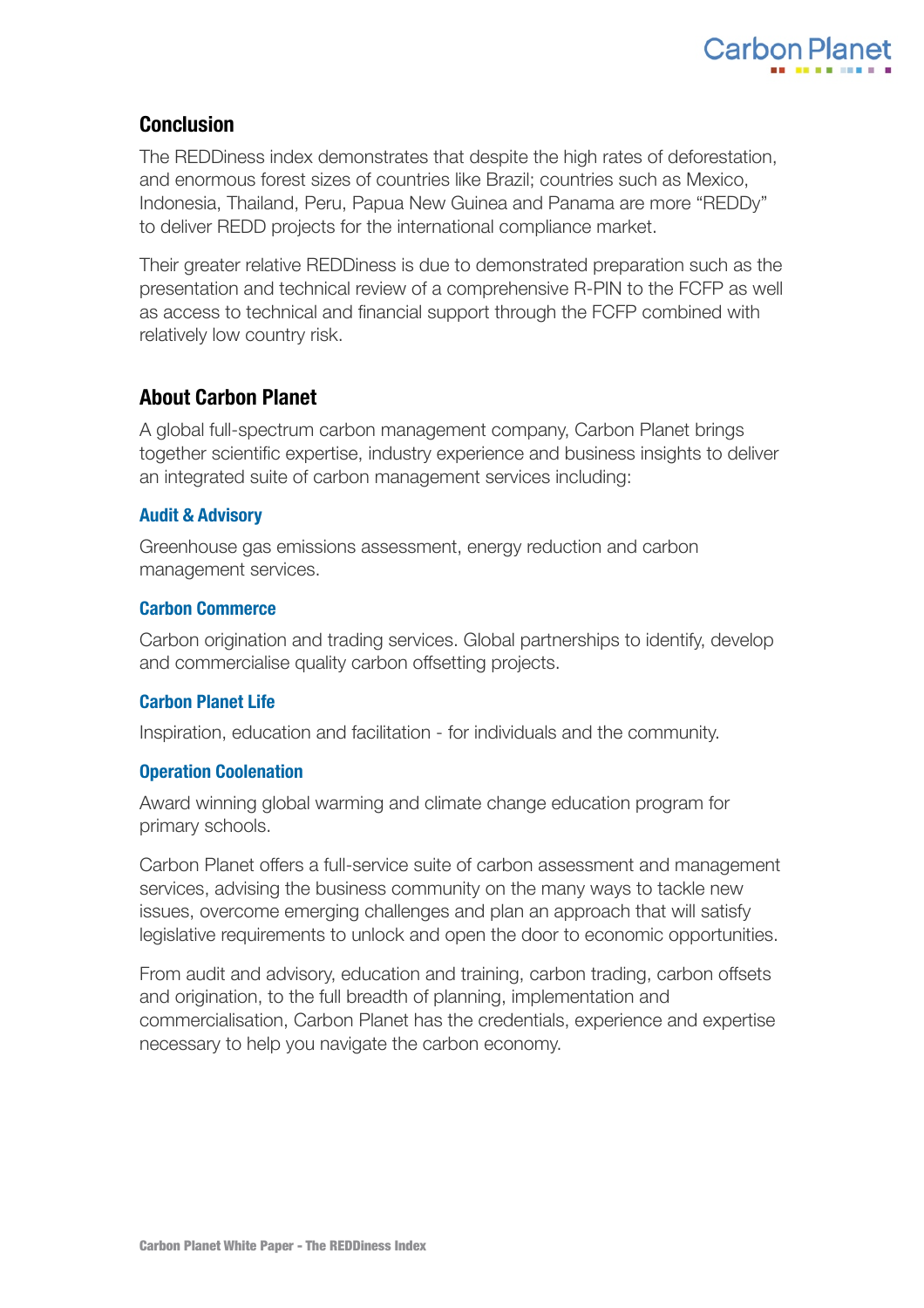## Conclusion

The REDDiness index demonstrates that despite the high rates of deforestation, and enormous forest sizes of countries like Brazil; countries such as Mexico, Indonesia, Thailand, Peru, Papua New Guinea and Panama are more "REDDy" to deliver REDD projects for the international compliance market.

Their greater relative REDDiness is due to demonstrated preparation such as the presentation and technical review of a comprehensive R-PIN to the FCFP as well as access to technical and financial support through the FCFP combined with relatively low country risk.

## About Carbon Planet

A global full-spectrum carbon management company, Carbon Planet brings together scientific expertise, industry experience and business insights to deliver an integrated suite of carbon management services including:

### Audit & Advisory

Greenhouse gas emissions assessment, energy reduction and carbon management services.

### Carbon Commerce

Carbon origination and trading services. Global partnerships to identify, develop and commercialise quality carbon offsetting projects.

### Carbon Planet Life

Inspiration, education and facilitation - for individuals and the community.

### Operation Coolenation

Award winning global warming and climate change education program for primary schools.

Carbon Planet offers a full-service suite of carbon assessment and management services, advising the business community on the many ways to tackle new issues, overcome emerging challenges and plan an approach that will satisfy legislative requirements to unlock and open the door to economic opportunities.

From audit and advisory, education and training, carbon trading, carbon offsets and origination, to the full breadth of planning, implementation and commercialisation, Carbon Planet has the credentials, experience and expertise necessary to help you navigate the carbon economy.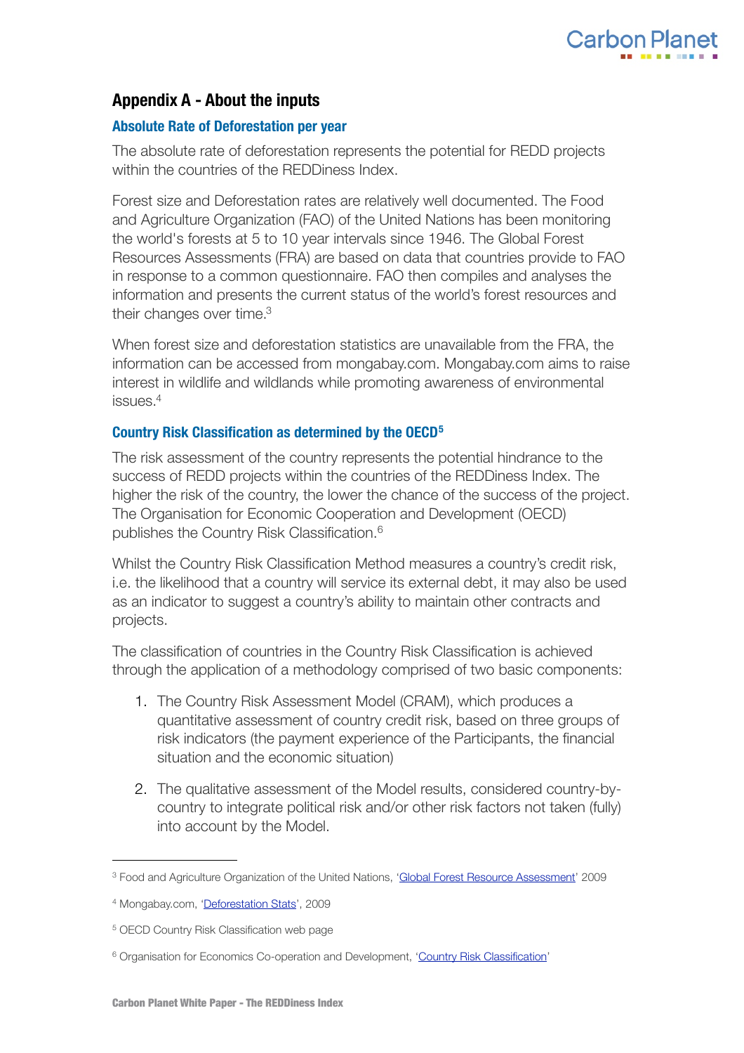## Appendix A - About the inputs

### Absolute Rate of Deforestation per year

The absolute rate of deforestation represents the potential for REDD projects within the countries of the REDDiness Index.

Forest size and Deforestation rates are relatively well documented. The Food and Agriculture Organization (FAO) of the United Nations has been monitoring the world's forests at 5 to 10 year intervals since 1946. The Global Forest Resources Assessments (FRA) are based on data that countries provide to FAO in response to a common questionnaire. FAO then compiles and analyses the information and presents the current status of the world's forest resources and their changes over time.[3]

When forest size and deforestation statistics are unavailable from the FRA, the information can be accessed from mongabay.com. Mongabay.com aims to raise interest in wildlife and wildlands while promoting awareness of environmental issues.[4]

### Country Risk Classification as determined by the OECD[5]

The risk assessment of the country represents the potential hindrance to the success of REDD projects within the countries of the REDDiness Index. The higher the risk of the country, the lower the chance of the success of the project. The Organisation for Economic Cooperation and Development (OECD) publishes the Country Risk Classification.[6]

Whilst the Country Risk Classification Method measures a country's credit risk, i.e. the likelihood that a country will service its external debt, it may also be used as an indicator to suggest a country's ability to maintain other contracts and projects.

The classification of countries in the Country Risk Classification is achieved through the application of a methodology comprised of two basic components:

1. The Country Risk Assessment Model (CRAM), which produces a quantitative assessment of country credit risk, based on three groups of risk indicators (the payment experience of the Participants, the financial situation and the economic situation)

2. The qualitative assessment of the Model results, considered country-by-country to integrate political risk and/or other risk factors not taken (fully) into account by the Model.

---

[3] Food and Agriculture Organization of the United Nations, 'Global Forest Resource Assessment' 2009

[4] Mongabay.com, 'Deforestation Stats', 2009

[5] OECD Country Risk Classification web page

[6] Organisation for Economics Co-operation and Development, 'Country Risk Classification'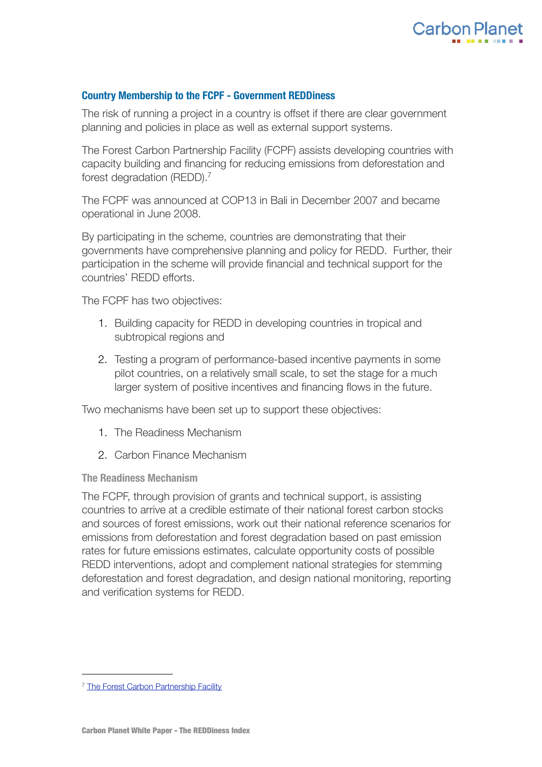## Country Membership to the FCPF - Government REDDiness

The risk of running a project in a country is offset if there are clear government planning and policies in place as well as external support systems.

The Forest Carbon Partnership Facility (FCPF) assists developing countries with capacity building and financing for reducing emissions from deforestation and forest degradation (REDD).[7]

The FCPF was announced at COP13 in Bali in December 2007 and became operational in June 2008.

By participating in the scheme, countries are demonstrating that their governments have comprehensive planning and policy for REDD. Further, their participation in the scheme will provide financial and technical support for the countries' REDD efforts.

The FCPF has two objectives:

1. Building capacity for REDD in developing countries in tropical and subtropical regions and
2. Testing a program of performance-based incentive payments in some pilot countries, on a relatively small scale, to set the stage for a much larger system of positive incentives and financing flows in the future.

Two mechanisms have been set up to support these objectives:

1. The Readiness Mechanism
2. Carbon Finance Mechanism

### The Readiness Mechanism

The FCPF, through provision of grants and technical support, is assisting countries to arrive at a credible estimate of their national forest carbon stocks and sources of forest emissions, work out their national reference scenarios for emissions from deforestation and forest degradation based on past emission rates for future emissions estimates, calculate opportunity costs of possible REDD interventions, adopt and complement national strategies for stemming deforestation and forest degradation, and design national monitoring, reporting and verification systems for REDD.

---

[7] The Forest Carbon Partnership Facility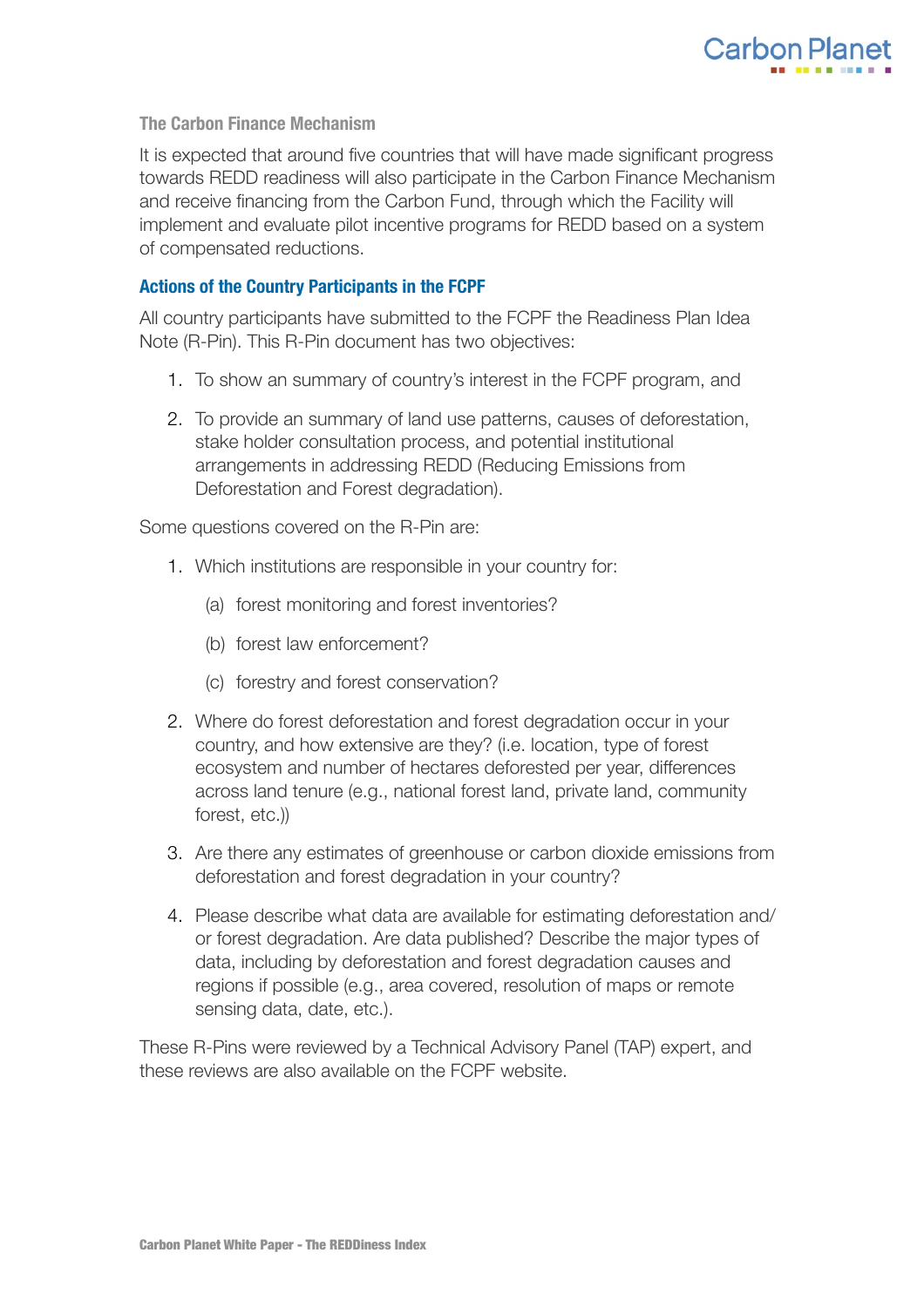### The Carbon Finance Mechanism

It is expected that around five countries that will have made significant progress towards REDD readiness will also participate in the Carbon Finance Mechanism and receive financing from the Carbon Fund, through which the Facility will implement and evaluate pilot incentive programs for REDD based on a system of compensated reductions.

### Actions of the Country Participants in the FCPF

All country participants have submitted to the FCPF the Readiness Plan Idea Note (R-Pin). This R-Pin document has two objectives:

1. To show an summary of country's interest in the FCPF program, and
2. To provide an summary of land use patterns, causes of deforestation, stake holder consultation process, and potential institutional arrangements in addressing REDD (Reducing Emissions from Deforestation and Forest degradation).

Some questions covered on the R-Pin are:

1. Which institutions are responsible in your country for:
   (a) forest monitoring and forest inventories?
   (b) forest law enforcement?
   (c) forestry and forest conservation?
2. Where do forest deforestation and forest degradation occur in your country, and how extensive are they? (i.e. location, type of forest ecosystem and number of hectares deforested per year, differences across land tenure (e.g., national forest land, private land, community forest, etc.))
3. Are there any estimates of greenhouse or carbon dioxide emissions from deforestation and forest degradation in your country?
4. Please describe what data are available for estimating deforestation and/or forest degradation. Are data published? Describe the major types of data, including by deforestation and forest degradation causes and regions if possible (e.g., area covered, resolution of maps or remote sensing data, date, etc.).

These R-Pins were reviewed by a Technical Advisory Panel (TAP) expert, and these reviews are also available on the FCPF website.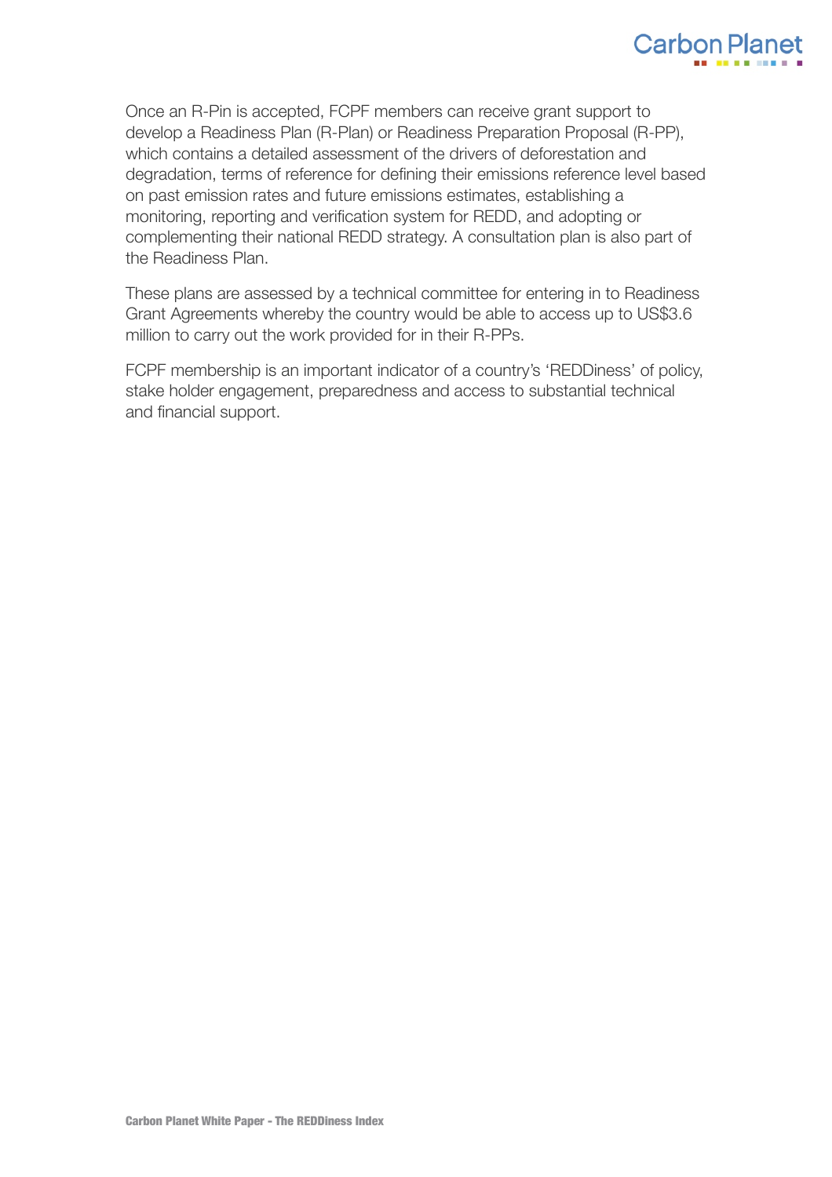Once an R-Pin is accepted, FCPF members can receive grant support to develop a Readiness Plan (R-Plan) or Readiness Preparation Proposal (R-PP), which contains a detailed assessment of the drivers of deforestation and degradation, terms of reference for defining their emissions reference level based on past emission rates and future emissions estimates, establishing a monitoring, reporting and verification system for REDD, and adopting or complementing their national REDD strategy. A consultation plan is also part of the Readiness Plan.

These plans are assessed by a technical committee for entering in to Readiness Grant Agreements whereby the country would be able to access up to US$3.6 million to carry out the work provided for in their R-PPs.

FCPF membership is an important indicator of a country's 'REDDiness' of policy, stake holder engagement, preparedness and access to substantial technical and financial support.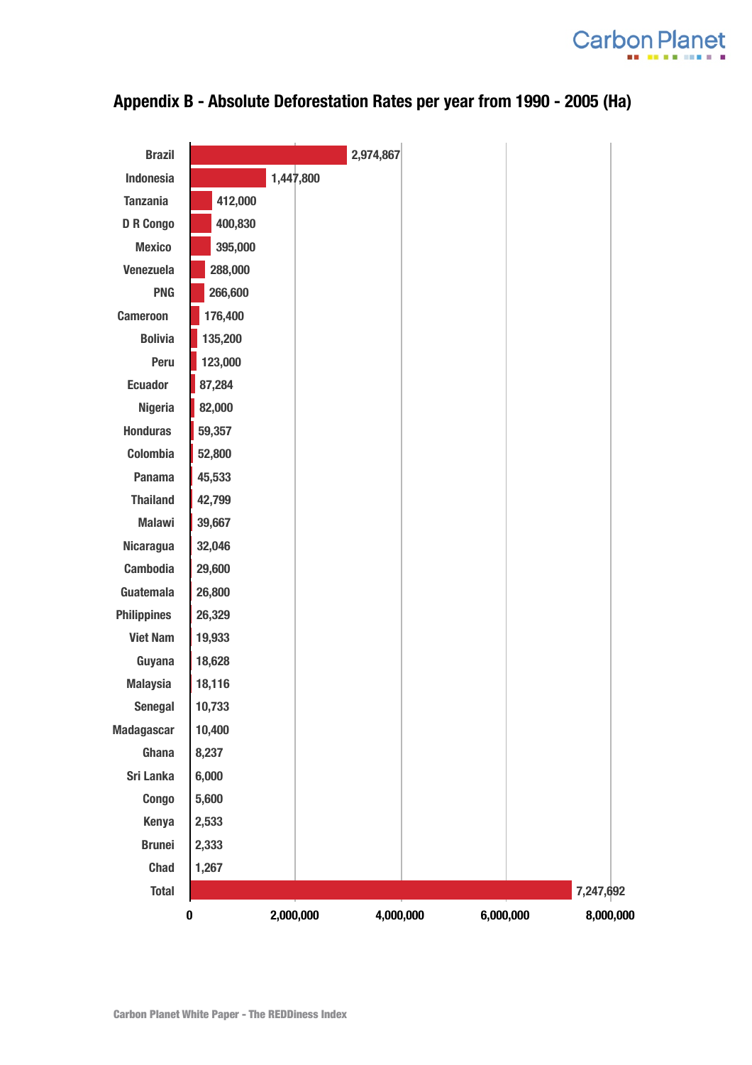## Appendix B - Absolute Deforestation Rates per year from 1990 - 2005 (Ha)

| Country | Deforestation (Ha) |
|---|---|
| Brazil | 2,974,867 |
| Indonesia | 1,447,800 |
| Tanzania | 412,000 |
| D R Congo | 400,830 |
| Mexico | 395,000 |
| Venezuela | 288,000 |
| PNG | 266,600 |
| Cameroon | 176,400 |
| Bolivia | 135,200 |
| Peru | 123,000 |
| Ecuador | 87,284 |
| Nigeria | 82,000 |
| Honduras | 59,357 |
| Colombia | 52,800 |
| Panama | 45,533 |
| Thailand | 42,799 |
| Malawi | 39,667 |
| Nicaragua | 32,046 |
| Cambodia | 29,600 |
| Guatemala | 26,800 |
| Philippines | 26,329 |
| Viet Nam | 19,933 |
| Guyana | 18,628 |
| Malaysia | 18,116 |
| Senegal | 10,733 |
| Madagascar | 10,400 |
| Ghana | 8,237 |
| Sri Lanka | 6,000 |
| Congo | 5,600 |
| Kenya | 2,533 |
| Brunei | 2,333 |
| Chad | 1,267 |
| Total | 7,247,692 |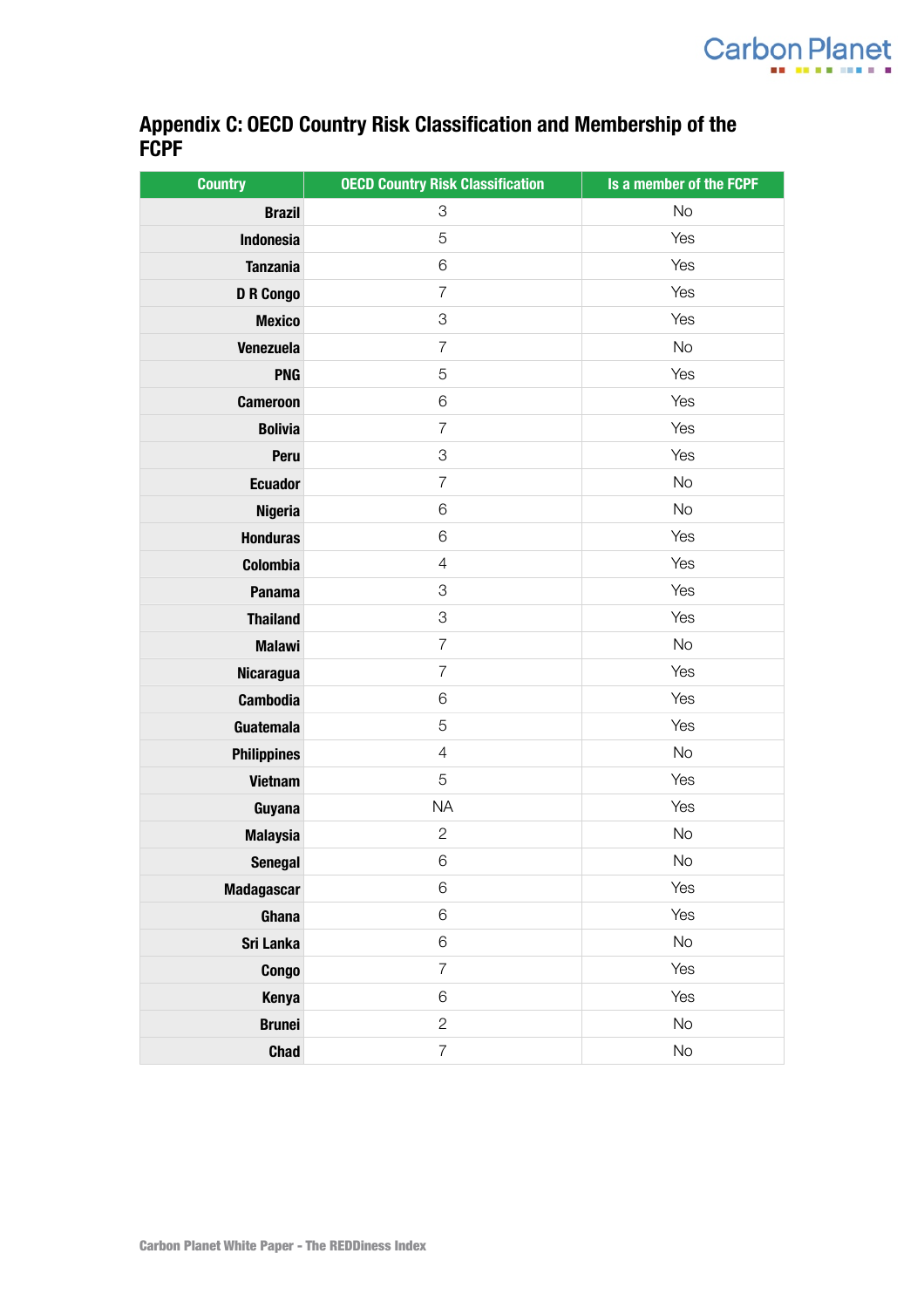## Appendix C: OECD Country Risk Classification and Membership of the FCPF

| Country | OECD Country Risk Classification | Is a member of the FCPF |
|---|---|---|
| Brazil | 3 | No |
| Indonesia | 5 | Yes |
| Tanzania | 6 | Yes |
| D R Congo | 7 | Yes |
| Mexico | 3 | Yes |
| Venezuela | 7 | No |
| PNG | 5 | Yes |
| Cameroon | 6 | Yes |
| Bolivia | 7 | Yes |
| Peru | 3 | Yes |
| Ecuador | 7 | No |
| Nigeria | 6 | No |
| Honduras | 6 | Yes |
| Colombia | 4 | Yes |
| Panama | 3 | Yes |
| Thailand | 3 | Yes |
| Malawi | 7 | No |
| Nicaragua | 7 | Yes |
| Cambodia | 6 | Yes |
| Guatemala | 5 | Yes |
| Philippines | 4 | No |
| Vietnam | 5 | Yes |
| Guyana | NA | Yes |
| Malaysia | 2 | No |
| Senegal | 6 | No |
| Madagascar | 6 | Yes |
| Ghana | 6 | Yes |
| Sri Lanka | 6 | No |
| Congo | 7 | Yes |
| Kenya | 6 | Yes |
| Brunei | 2 | No |
| Chad | 7 | No |